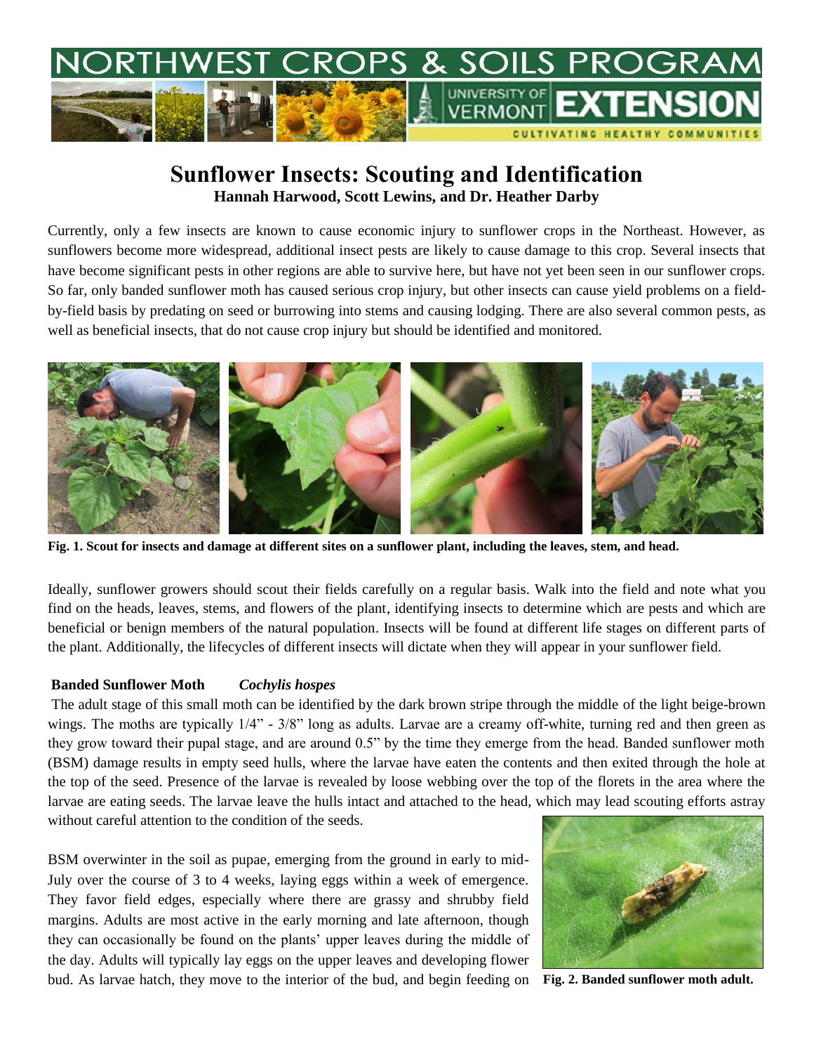# Sunflower Insects: Scouting and Identification

**Hannah Harwood, Scott Lewins, and Dr. Heather Darby**

Currently, only a few insects are known to cause economic injury to sunflower crops in the Northeast. However, as sunflowers become more widespread, additional insect pests are likely to cause damage to this crop. Several insects that have become significant pests in other regions are able to survive here, but have not yet been seen in our sunflower crops. So far, only banded sunflower moth has caused serious crop injury, but other insects can cause yield problems on a field-by-field basis by predating on seed or burrowing into stems and causing lodging. There are also several common pests, as well as beneficial insects, that do not cause crop injury but should be identified and monitored.

**Fig. 1. Scout for insects and damage at different sites on a sunflower plant, including the leaves, stem, and head.**

Ideally, sunflower growers should scout their fields carefully on a regular basis. Walk into the field and note what you find on the heads, leaves, stems, and flowers of the plant, identifying insects to determine which are pests and which are beneficial or benign members of the natural population. Insects will be found at different life stages on different parts of the plant. Additionally, the lifecycles of different insects will dictate when they will appear in your sunflower field.

### Banded Sunflower Moth *Cochylis hospes*

The adult stage of this small moth can be identified by the dark brown stripe through the middle of the light beige-brown wings. The moths are typically 1/4" - 3/8" long as adults. Larvae are a creamy off-white, turning red and then green as they grow toward their pupal stage, and are around 0.5" by the time they emerge from the head. Banded sunflower moth (BSM) damage results in empty seed hulls, where the larvae have eaten the contents and then exited through the hole at the top of the seed. Presence of the larvae is revealed by loose webbing over the top of the florets in the area where the larvae are eating seeds. The larvae leave the hulls intact and attached to the head, which may lead scouting efforts astray without careful attention to the condition of the seeds.

BSM overwinter in the soil as pupae, emerging from the ground in early to mid-July over the course of 3 to 4 weeks, laying eggs within a week of emergence. They favor field edges, especially where there are grassy and shrubby field margins. Adults are most active in the early morning and late afternoon, though they can occasionally be found on the plants' upper leaves during the middle of the day. Adults will typically lay eggs on the upper leaves and developing flower bud. As larvae hatch, they move to the interior of the bud, and begin feeding on

**Fig. 2. Banded sunflower moth adult.**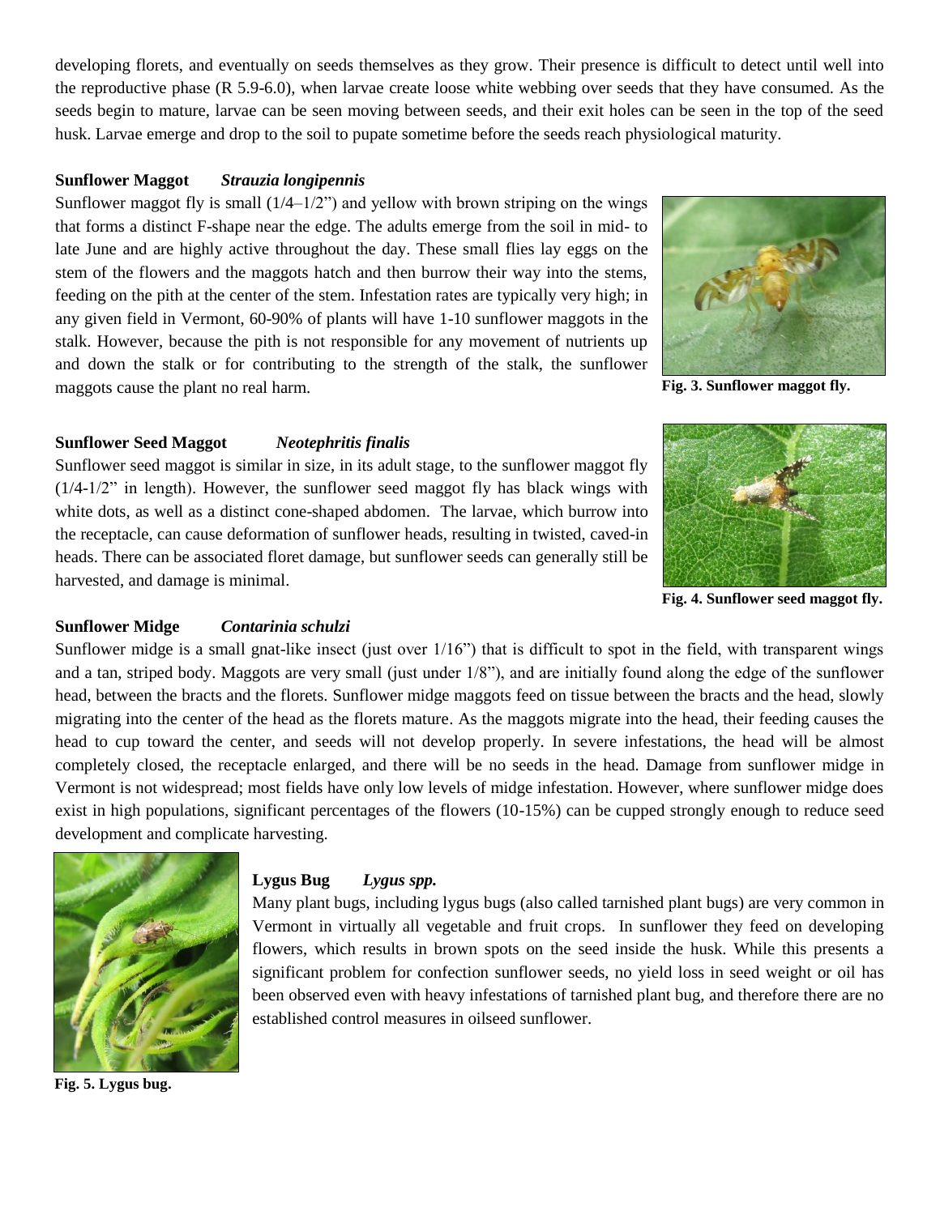developing florets, and eventually on seeds themselves as they grow. Their presence is difficult to detect until well into the reproductive phase (R 5.9-6.0), when larvae create loose white webbing over seeds that they have consumed. As the seeds begin to mature, larvae can be seen moving between seeds, and their exit holes can be seen in the top of the seed husk. Larvae emerge and drop to the soil to pupate sometime before the seeds reach physiological maturity.

**Sunflower Maggot** ***Strauzia longipennis***

Sunflower maggot fly is small (1/4–1/2") and yellow with brown striping on the wings that forms a distinct F-shape near the edge. The adults emerge from the soil in mid- to late June and are highly active throughout the day. These small flies lay eggs on the stem of the flowers and the maggots hatch and then burrow their way into the stems, feeding on the pith at the center of the stem. Infestation rates are typically very high; in any given field in Vermont, 60-90% of plants will have 1-10 sunflower maggots in the stalk. However, because the pith is not responsible for any movement of nutrients up and down the stalk or for contributing to the strength of the stalk, the sunflower maggots cause the plant no real harm.

**Fig. 3. Sunflower maggot fly.**

**Sunflower Seed Maggot** ***Neotephritis finalis***

Sunflower seed maggot is similar in size, in its adult stage, to the sunflower maggot fly (1/4-1/2" in length). However, the sunflower seed maggot fly has black wings with white dots, as well as a distinct cone-shaped abdomen. The larvae, which burrow into the receptacle, can cause deformation of sunflower heads, resulting in twisted, caved-in heads. There can be associated floret damage, but sunflower seeds can generally still be harvested, and damage is minimal.

**Fig. 4. Sunflower seed maggot fly.**

**Sunflower Midge** ***Contarinia schulzi***

Sunflower midge is a small gnat-like insect (just over 1/16") that is difficult to spot in the field, with transparent wings and a tan, striped body. Maggots are very small (just under 1/8"), and are initially found along the edge of the sunflower head, between the bracts and the florets. Sunflower midge maggots feed on tissue between the bracts and the head, slowly migrating into the center of the head as the florets mature. As the maggots migrate into the head, their feeding causes the head to cup toward the center, and seeds will not develop properly. In severe infestations, the head will be almost completely closed, the receptacle enlarged, and there will be no seeds in the head. Damage from sunflower midge in Vermont is not widespread; most fields have only low levels of midge infestation. However, where sunflower midge does exist in high populations, significant percentages of the flowers (10-15%) can be cupped strongly enough to reduce seed development and complicate harvesting.

**Lygus Bug** ***Lygus spp.***

Many plant bugs, including lygus bugs (also called tarnished plant bugs) are very common in Vermont in virtually all vegetable and fruit crops. In sunflower they feed on developing flowers, which results in brown spots on the seed inside the husk. While this presents a significant problem for confection sunflower seeds, no yield loss in seed weight or oil has been observed even with heavy infestations of tarnished plant bug, and therefore there are no established control measures in oilseed sunflower.

**Fig. 5. Lygus bug.**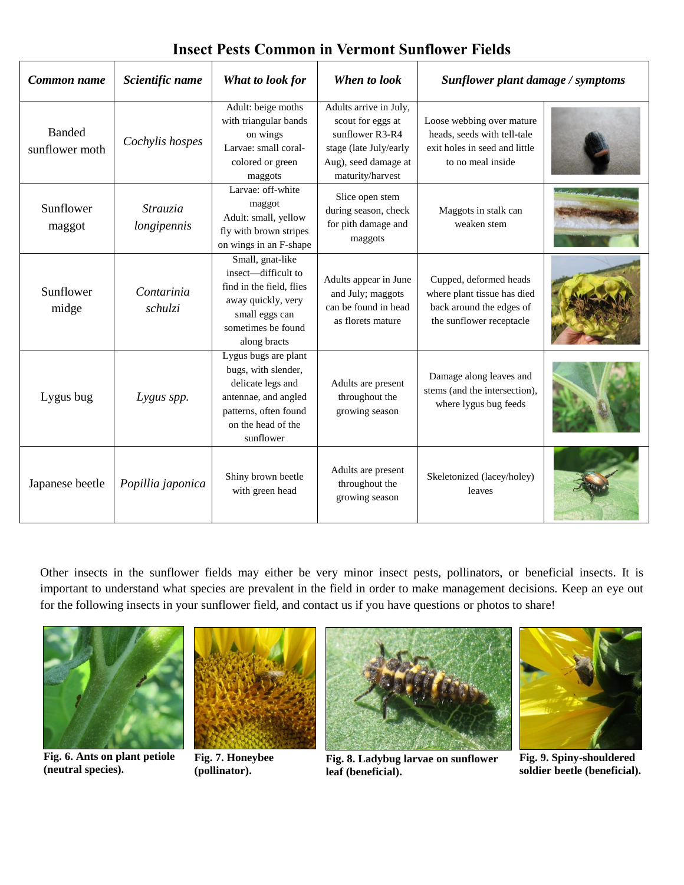## Insect Pests Common in Vermont Sunflower Fields

| *Common name* | *Scientific name* | *What to look for* | *When to look* | *Sunflower plant damage / symptoms* | |
|---|---|---|---|---|---|
| Banded sunflower moth | *Cochylis hospes* | Adult: beige moths with triangular bands on wings<br>Larvae: small coral-colored or green maggots | Adults arrive in July, scout for eggs at sunflower R3-R4 stage (late July/early Aug), seed damage at maturity/harvest | Loose webbing over mature heads, seeds with tell-tale exit holes in seed and little to no meal inside | |
| Sunflower maggot | *Strauzia longipennis* | Larvae: off-white maggot<br>Adult: small, yellow fly with brown stripes on wings in an F-shape | Slice open stem during season, check for pith damage and maggots | Maggots in stalk can weaken stem | |
| Sunflower midge | *Contarinia schulzi* | Small, gnat-like insect—difficult to find in the field, flies away quickly, very small eggs can sometimes be found along bracts | Adults appear in June and July; maggots can be found in head as florets mature | Cupped, deformed heads where plant tissue has died back around the edges of the sunflower receptacle | |
| Lygus bug | *Lygus spp.* | Lygus bugs are plant bugs, with slender, delicate legs and antennae, and angled patterns, often found on the head of the sunflower | Adults are present throughout the growing season | Damage along leaves and stems (and the intersection), where lygus bug feeds | |
| Japanese beetle | *Popillia japonica* | Shiny brown beetle with green head | Adults are present throughout the growing season | Skeletonized (lacey/holey) leaves | |

Other insects in the sunflower fields may either be very minor insect pests, pollinators, or beneficial insects. It is important to understand what species are prevalent in the field in order to make management decisions. Keep an eye out for the following insects in your sunflower field, and contact us if you have questions or photos to share!

**Fig. 6. Ants on plant petiole (neutral species).**

**Fig. 7. Honeybee (pollinator).**

**Fig. 8. Ladybug larvae on sunflower leaf (beneficial).**

**Fig. 9. Spiny-shouldered soldier beetle (beneficial).**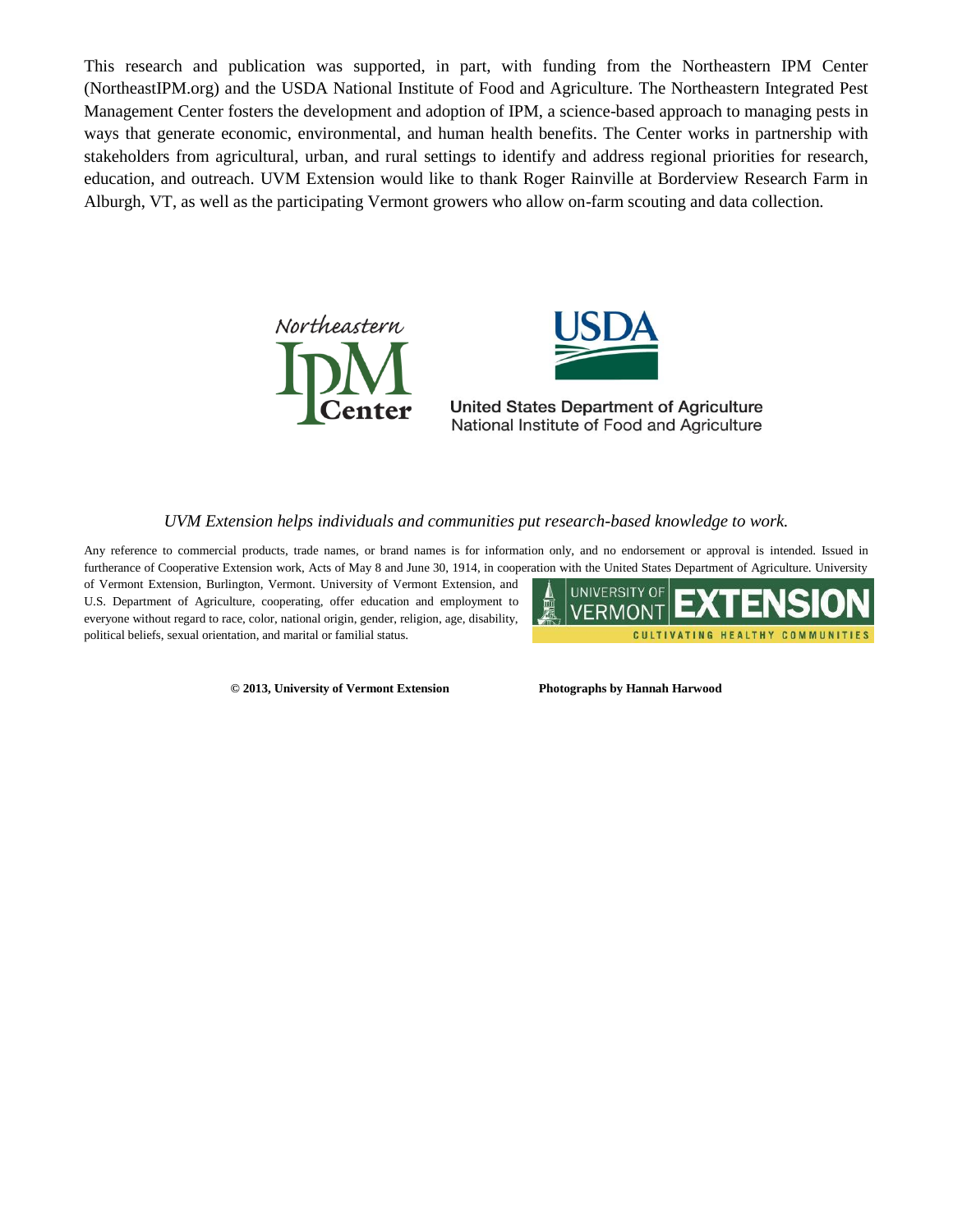This research and publication was supported, in part, with funding from the Northeastern IPM Center (NortheastIPM.org) and the USDA National Institute of Food and Agriculture. The Northeastern Integrated Pest Management Center fosters the development and adoption of IPM, a science-based approach to managing pests in ways that generate economic, environmental, and human health benefits. The Center works in partnership with stakeholders from agricultural, urban, and rural settings to identify and address regional priorities for research, education, and outreach. UVM Extension would like to thank Roger Rainville at Borderview Research Farm in Alburgh, VT, as well as the participating Vermont growers who allow on-farm scouting and data collection.

Northeastern IPM Center

USDA

United States Department of Agriculture
National Institute of Food and Agriculture

*UVM Extension helps individuals and communities put research-based knowledge to work.*

Any reference to commercial products, trade names, or brand names is for information only, and no endorsement or approval is intended. Issued in furtherance of Cooperative Extension work, Acts of May 8 and June 30, 1914, in cooperation with the United States Department of Agriculture. University of Vermont Extension, Burlington, Vermont. University of Vermont Extension, and U.S. Department of Agriculture, cooperating, offer education and employment to everyone without regard to race, color, national origin, gender, religion, age, disability, political beliefs, sexual orientation, and marital or familial status.

UNIVERSITY OF VERMONT EXTENSION
CULTIVATING HEALTHY COMMUNITIES

**© 2013, University of Vermont Extension** **Photographs by Hannah Harwood**